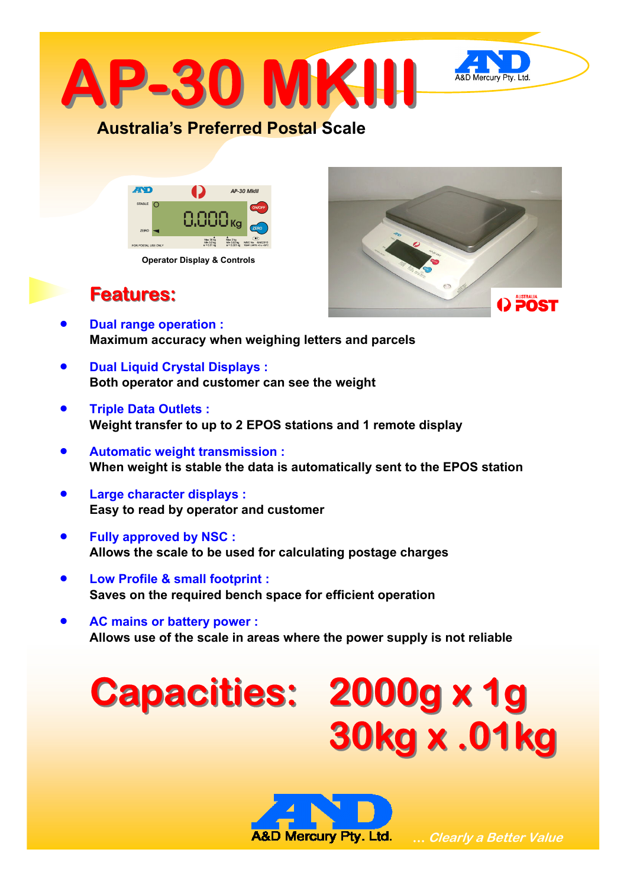# AP-30 MKIII

A&D Mercury Pty. Ltd.

## Australia's Preferred Postal Scale

Operator Display & Controls

## Features:

- **Dual range operation :**
  Maximum accuracy when weighing letters and parcels

- **Dual Liquid Crystal Displays :**
  Both operator and customer can see the weight

- **Triple Data Outlets :**
  Weight transfer to up to 2 EPOS stations and 1 remote display

- **Automatic weight transmission :**
  When weight is stable the data is automatically sent to the EPOS station

- **Large character displays :**
  Easy to read by operator and customer

- **Fully approved by NSC :**
  Allows the scale to be used for calculating postage charges

- **Low Profile & small footprint :**
  Saves on the required bench space for efficient operation

- **AC mains or battery power :**
  Allows use of the scale in areas where the power supply is not reliable

## Capacities: 2000g x 1g
## 30kg x .01kg

A&D Mercury Pty. Ltd.

*... Clearly a Better Value*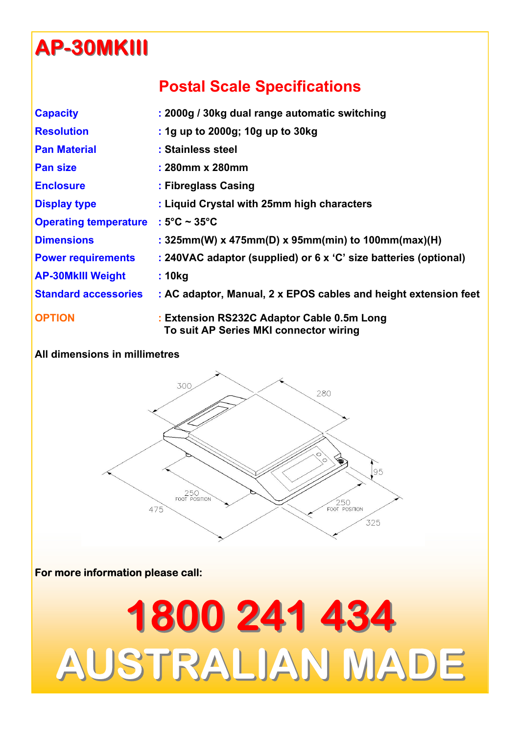# AP-30MKIII

## Postal Scale Specifications

| | |
|---|---|
| **Capacity** | : 2000g / 30kg dual range automatic switching |
| **Resolution** | : 1g up to 2000g; 10g up to 30kg |
| **Pan Material** | : Stainless steel |
| **Pan size** | : 280mm x 280mm |
| **Enclosure** | : Fibreglass Casing |
| **Display type** | : Liquid Crystal with 25mm high characters |
| **Operating temperature** | : 5°C ~ 35°C |
| **Dimensions** | : 325mm(W) x 475mm(D) x 95mm(min) to 100mm(max)(H) |
| **Power requirements** | : 240VAC adaptor (supplied) or 6 x 'C' size batteries (optional) |
| **AP-30MkIII Weight** | : 10kg |
| **Standard accessories** | : AC adaptor, Manual, 2 x EPOS cables and height extension feet |
| **OPTION** | : Extension RS232C Adaptor Cable 0.5m Long To suit AP Series MKI connector wiring |

**All dimensions in millimetres**

300
280
95
250
FOOT POSITION
475
250
FOOT POSITION
325

**For more information please call:**

# 1800 241 434

# AUSTRALIAN MADE